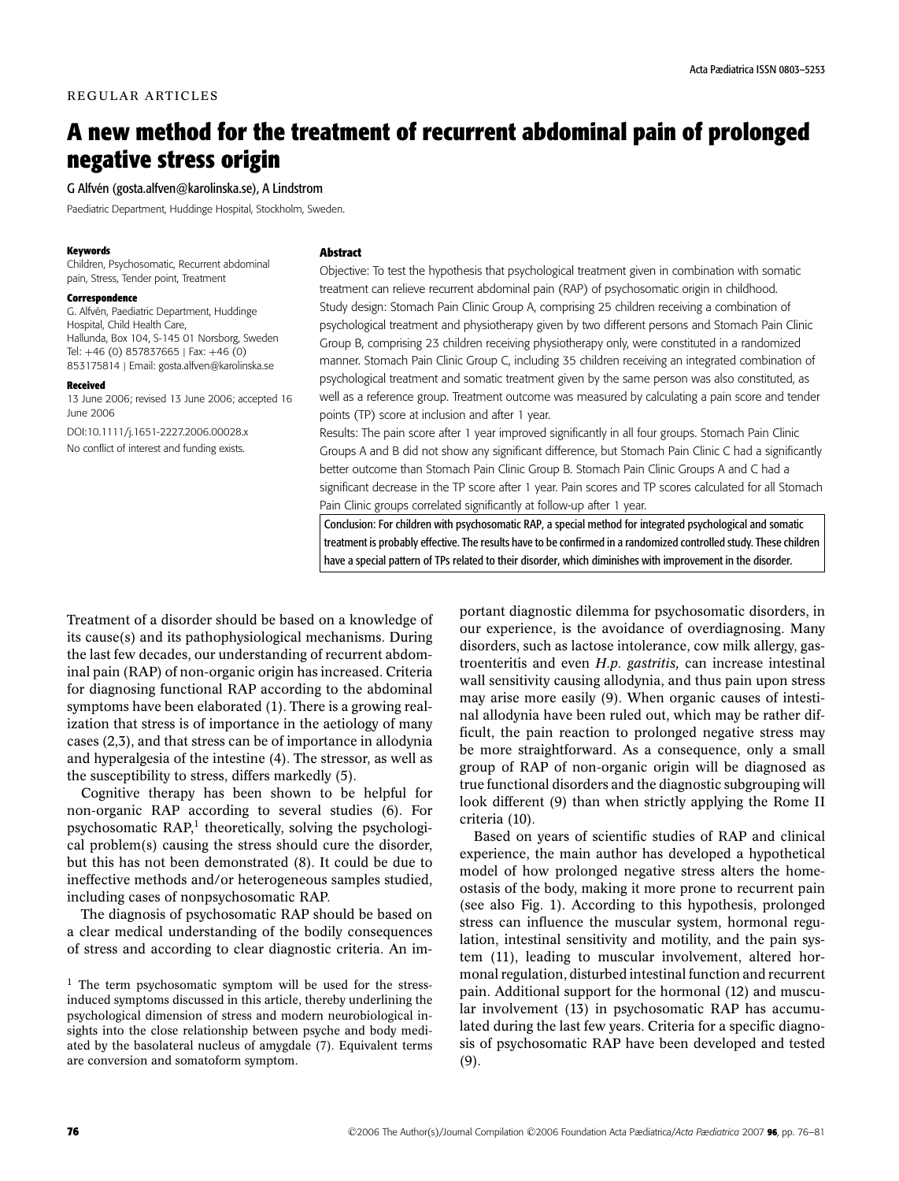REGULAR ARTICLES

# A new method for the treatment of recurrent abdominal pain of prolonged negative stress origin

G Alfvén (gosta.alfven@karolinska.se), A Lindstrom

Paediatric Department, Huddinge Hospital, Stockholm, Sweden.

**Keywords**
Children, Psychosomatic, Recurrent abdominal pain, Stress, Tender point, Treatment

**Correspondence**
G. Alfvén, Paediatric Department, Huddinge Hospital, Child Health Care, Hallunda, Box 104, S-145 01 Norsborg, Sweden
Tel: +46 (0) 857837665 | Fax: +46 (0) 853175814 | Email: gosta.alfven@karolinska.se

**Received**
13 June 2006; revised 13 June 2006; accepted 16 June 2006

DOI:10.1111/j.1651-2227.2006.00028.x

No conflict of interest and funding exists.

**Abstract**

Objective: To test the hypothesis that psychological treatment given in combination with somatic treatment can relieve recurrent abdominal pain (RAP) of psychosomatic origin in childhood.

Study design: Stomach Pain Clinic Group A, comprising 25 children receiving a combination of psychological treatment and physiotherapy given by two different persons and Stomach Pain Clinic Group B, comprising 23 children receiving physiotherapy only, were constituted in a randomized manner. Stomach Pain Clinic Group C, including 35 children receiving an integrated combination of psychological treatment and somatic treatment given by the same person was also constituted, as well as a reference group. Treatment outcome was measured by calculating a pain score and tender points (TP) score at inclusion and after 1 year.

Results: The pain score after 1 year improved significantly in all four groups. Stomach Pain Clinic Groups A and B did not show any significant difference, but Stomach Pain Clinic C had a significantly better outcome than Stomach Pain Clinic Group B. Stomach Pain Clinic Groups A and C had a significant decrease in the TP score after 1 year. Pain scores and TP scores calculated for all Stomach Pain Clinic groups correlated significantly at follow-up after 1 year.

**Conclusion: For children with psychosomatic RAP, a special method for integrated psychological and somatic treatment is probably effective. The results have to be confirmed in a randomized controlled study. These children have a special pattern of TPs related to their disorder, which diminishes with improvement in the disorder.**

Treatment of a disorder should be based on a knowledge of its cause(s) and its pathophysiological mechanisms. During the last few decades, our understanding of recurrent abdominal pain (RAP) of non-organic origin has increased. Criteria for diagnosing functional RAP according to the abdominal symptoms have been elaborated (1). There is a growing realization that stress is of importance in the aetiology of many cases (2,3), and that stress can be of importance in allodynia and hyperalgesia of the intestine (4). The stressor, as well as the susceptibility to stress, differs markedly (5).

Cognitive therapy has been shown to be helpful for non-organic RAP according to several studies (6). For psychosomatic RAP,[1] theoretically, solving the psychological problem(s) causing the stress should cure the disorder, but this has not been demonstrated (8). It could be due to ineffective methods and/or heterogeneous samples studied, including cases of nonpsychosomatic RAP.

The diagnosis of psychosomatic RAP should be based on a clear medical understanding of the bodily consequences of stress and according to clear diagnostic criteria. An important diagnostic dilemma for psychosomatic disorders, in our experience, is the avoidance of overdiagnosing. Many disorders, such as lactose intolerance, cow milk allergy, gastroenteritis and even *H.p. gastritis,* can increase intestinal wall sensitivity causing allodynia, and thus pain upon stress may arise more easily (9). When organic causes of intestinal allodynia have been ruled out, which may be rather difficult, the pain reaction to prolonged negative stress may be more straightforward. As a consequence, only a small group of RAP of non-organic origin will be diagnosed as true functional disorders and the diagnostic subgrouping will look different (9) than when strictly applying the Rome II criteria (10).

Based on years of scientific studies of RAP and clinical experience, the main author has developed a hypothetical model of how prolonged negative stress alters the homeostasis of the body, making it more prone to recurrent pain (see also Fig. 1). According to this hypothesis, prolonged stress can influence the muscular system, hormonal regulation, intestinal sensitivity and motility, and the pain system (11), leading to muscular involvement, altered hormonal regulation, disturbed intestinal function and recurrent pain. Additional support for the hormonal (12) and muscular involvement (13) in psychosomatic RAP has accumulated during the last few years. Criteria for a specific diagnosis of psychosomatic RAP have been developed and tested (9).

[1] The term psychosomatic symptom will be used for the stress-induced symptoms discussed in this article, thereby underlining the psychological dimension of stress and modern neurobiological insights into the close relationship between psyche and body mediated by the basolateral nucleus of amygdale (7). Equivalent terms are conversion and somatoform symptom.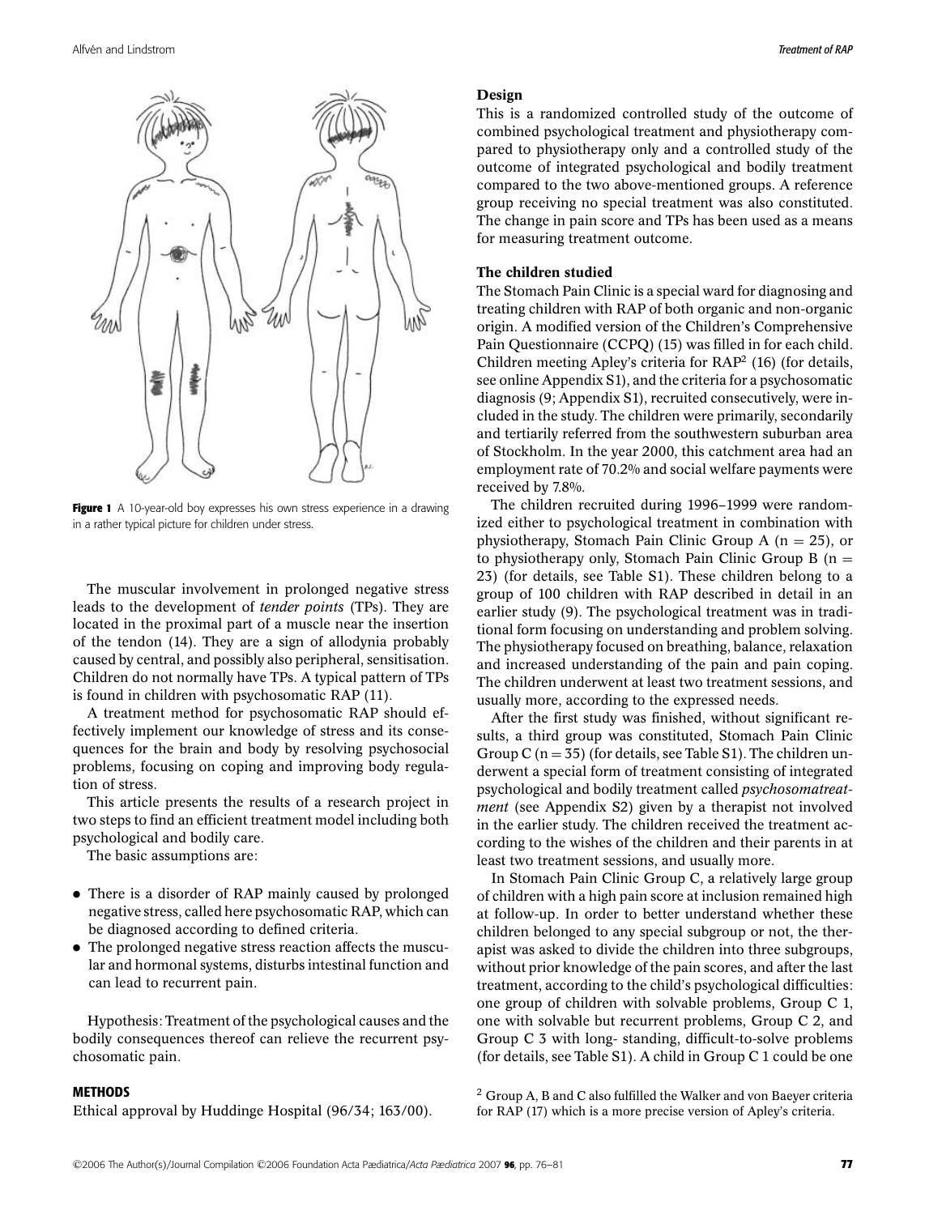**Figure 1** A 10-year-old boy expresses his own stress experience in a drawing in a rather typical picture for children under stress.

The muscular involvement in prolonged negative stress leads to the development of *tender points* (TPs). They are located in the proximal part of a muscle near the insertion of the tendon (14). They are a sign of allodynia probably caused by central, and possibly also peripheral, sensitisation. Children do not normally have TPs. A typical pattern of TPs is found in children with psychosomatic RAP (11).

A treatment method for psychosomatic RAP should effectively implement our knowledge of stress and its consequences for the brain and body by resolving psychosocial problems, focusing on coping and improving body regulation of stress.

This article presents the results of a research project in two steps to find an efficient treatment model including both psychological and bodily care.

The basic assumptions are:

- There is a disorder of RAP mainly caused by prolonged negative stress, called here psychosomatic RAP, which can be diagnosed according to defined criteria.
- The prolonged negative stress reaction affects the muscular and hormonal systems, disturbs intestinal function and can lead to recurrent pain.

Hypothesis: Treatment of the psychological causes and the bodily consequences thereof can relieve the recurrent psychosomatic pain.

## METHODS

Ethical approval by Huddinge Hospital (96/34; 163/00).

### Design

This is a randomized controlled study of the outcome of combined psychological treatment and physiotherapy compared to physiotherapy only and a controlled study of the outcome of integrated psychological and bodily treatment compared to the two above-mentioned groups. A reference group receiving no special treatment was also constituted. The change in pain score and TPs has been used as a means for measuring treatment outcome.

### The children studied

The Stomach Pain Clinic is a special ward for diagnosing and treating children with RAP of both organic and non-organic origin. A modified version of the Children's Comprehensive Pain Questionnaire (CCPQ) (15) was filled in for each child. Children meeting Apley's criteria for RAP[2] (16) (for details, see online Appendix S1), and the criteria for a psychosomatic diagnosis (9; Appendix S1), recruited consecutively, were included in the study. The children were primarily, secondarily and tertiarily referred from the southwestern suburban area of Stockholm. In the year 2000, this catchment area had an employment rate of 70.2% and social welfare payments were received by 7.8%.

The children recruited during 1996–1999 were randomized either to psychological treatment in combination with physiotherapy, Stomach Pain Clinic Group A (n = 25), or to physiotherapy only, Stomach Pain Clinic Group B (n = 23) (for details, see Table S1). These children belong to a group of 100 children with RAP described in detail in an earlier study (9). The psychological treatment was in traditional form focusing on understanding and problem solving. The physiotherapy focused on breathing, balance, relaxation and increased understanding of the pain and pain coping. The children underwent at least two treatment sessions, and usually more, according to the expressed needs.

After the first study was finished, without significant results, a third group was constituted, Stomach Pain Clinic Group C (n = 35) (for details, see Table S1). The children underwent a special form of treatment consisting of integrated psychological and bodily treatment called *psychosomatreatment* (see Appendix S2) given by a therapist not involved in the earlier study. The children received the treatment according to the wishes of the children and their parents in at least two treatment sessions, and usually more.

In Stomach Pain Clinic Group C, a relatively large group of children with a high pain score at inclusion remained high at follow-up. In order to better understand whether these children belonged to any special subgroup or not, the therapist was asked to divide the children into three subgroups, without prior knowledge of the pain scores, and after the last treatment, according to the child's psychological difficulties: one group of children with solvable problems, Group C 1, one with solvable but recurrent problems, Group C 2, and Group C 3 with long- standing, difficult-to-solve problems (for details, see Table S1). A child in Group C 1 could be one

[2] Group A, B and C also fulfilled the Walker and von Baeyer criteria for RAP (17) which is a more precise version of Apley's criteria.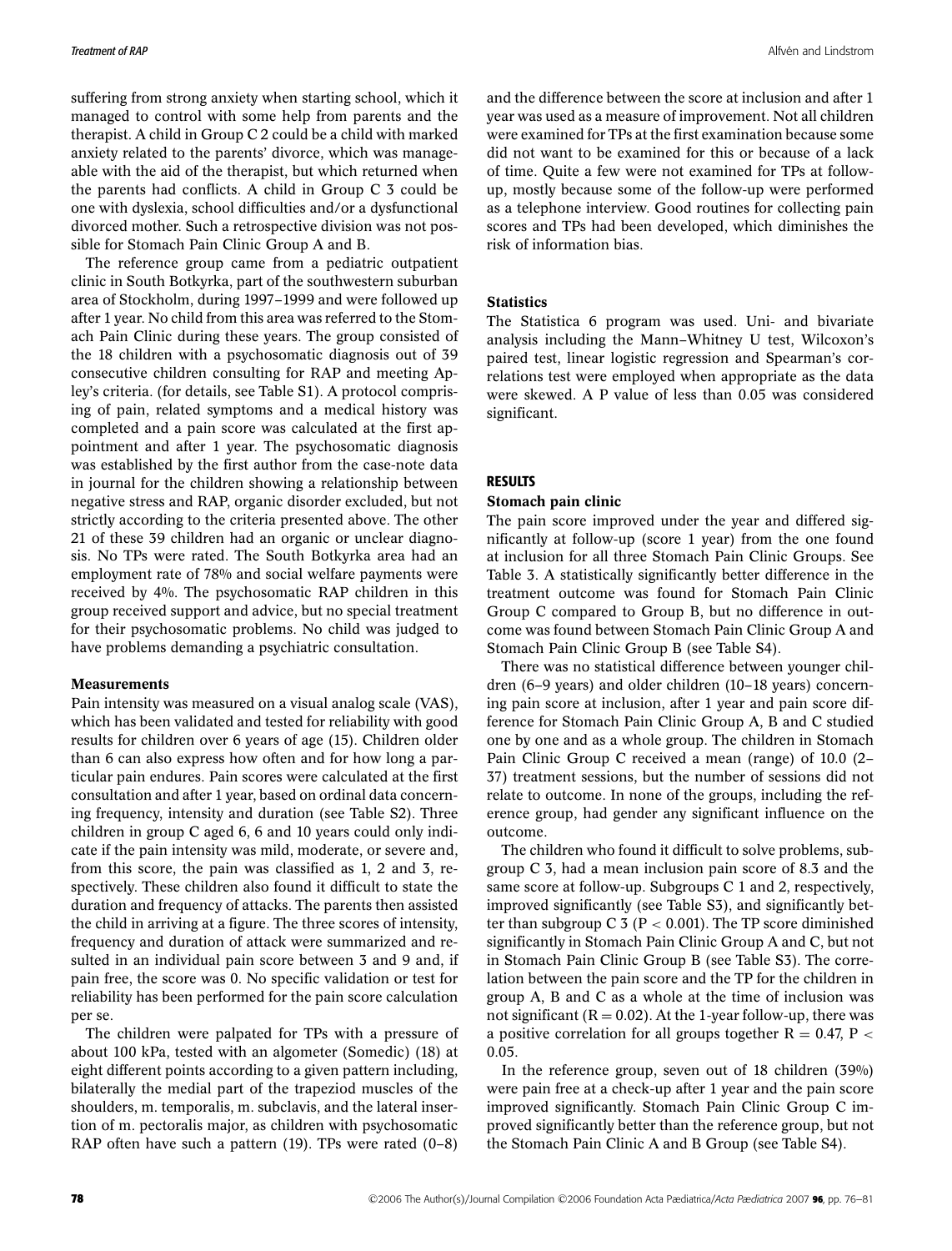suffering from strong anxiety when starting school, which it managed to control with some help from parents and the therapist. A child in Group C 2 could be a child with marked anxiety related to the parents' divorce, which was manageable with the aid of the therapist, but which returned when the parents had conflicts. A child in Group C 3 could be one with dyslexia, school difficulties and/or a dysfunctional divorced mother. Such a retrospective division was not possible for Stomach Pain Clinic Group A and B.

The reference group came from a pediatric outpatient clinic in South Botkyrka, part of the southwestern suburban area of Stockholm, during 1997–1999 and were followed up after 1 year. No child from this area was referred to the Stomach Pain Clinic during these years. The group consisted of the 18 children with a psychosomatic diagnosis out of 39 consecutive children consulting for RAP and meeting Apley's criteria. (for details, see Table S1). A protocol comprising of pain, related symptoms and a medical history was completed and a pain score was calculated at the first appointment and after 1 year. The psychosomatic diagnosis was established by the first author from the case-note data in journal for the children showing a relationship between negative stress and RAP, organic disorder excluded, but not strictly according to the criteria presented above. The other 21 of these 39 children had an organic or unclear diagnosis. No TPs were rated. The South Botkyrka area had an employment rate of 78% and social welfare payments were received by 4%. The psychosomatic RAP children in this group received support and advice, but no special treatment for their psychosomatic problems. No child was judged to have problems demanding a psychiatric consultation.

### Measurements

Pain intensity was measured on a visual analog scale (VAS), which has been validated and tested for reliability with good results for children over 6 years of age (15). Children older than 6 can also express how often and for how long a particular pain endures. Pain scores were calculated at the first consultation and after 1 year, based on ordinal data concerning frequency, intensity and duration (see Table S2). Three children in group C aged 6, 6 and 10 years could only indicate if the pain intensity was mild, moderate, or severe and, from this score, the pain was classified as 1, 2 and 3, respectively. These children also found it difficult to state the duration and frequency of attacks. The parents then assisted the child in arriving at a figure. The three scores of intensity, frequency and duration of attack were summarized and resulted in an individual pain score between 3 and 9 and, if pain free, the score was 0. No specific validation or test for reliability has been performed for the pain score calculation per se.

The children were palpated for TPs with a pressure of about 100 kPa, tested with an algometer (Somedic) (18) at eight different points according to a given pattern including, bilaterally the medial part of the trapeziod muscles of the shoulders, m. temporalis, m. subclavis, and the lateral insertion of m. pectoralis major, as children with psychosomatic RAP often have such a pattern (19). TPs were rated (0–8) and the difference between the score at inclusion and after 1 year was used as a measure of improvement. Not all children were examined for TPs at the first examination because some did not want to be examined for this or because of a lack of time. Quite a few were not examined for TPs at follow-up, mostly because some of the follow-up were performed as a telephone interview. Good routines for collecting pain scores and TPs had been developed, which diminishes the risk of information bias.

### Statistics

The Statistica 6 program was used. Uni- and bivariate analysis including the Mann–Whitney U test, Wilcoxon's paired test, linear logistic regression and Spearman's correlations test were employed when appropriate as the data were skewed. A P value of less than 0.05 was considered significant.

## RESULTS

### Stomach pain clinic

The pain score improved under the year and differed significantly at follow-up (score 1 year) from the one found at inclusion for all three Stomach Pain Clinic Groups. See Table 3. A statistically significantly better difference in the treatment outcome was found for Stomach Pain Clinic Group C compared to Group B, but no difference in outcome was found between Stomach Pain Clinic Group A and Stomach Pain Clinic Group B (see Table S4).

There was no statistical difference between younger children (6–9 years) and older children (10–18 years) concerning pain score at inclusion, after 1 year and pain score difference for Stomach Pain Clinic Group A, B and C studied one by one and as a whole group. The children in Stomach Pain Clinic Group C received a mean (range) of 10.0 (2–37) treatment sessions, but the number of sessions did not relate to outcome. In none of the groups, including the reference group, had gender any significant influence on the outcome.

The children who found it difficult to solve problems, subgroup C 3, had a mean inclusion pain score of 8.3 and the same score at follow-up. Subgroups C 1 and 2, respectively, improved significantly (see Table S3), and significantly better than subgroup C 3 ($P < 0.001$). The TP score diminished significantly in Stomach Pain Clinic Group A and C, but not in Stomach Pain Clinic Group B (see Table S3). The correlation between the pain score and the TP for the children in group A, B and C as a whole at the time of inclusion was not significant ($R = 0.02$). At the 1-year follow-up, there was a positive correlation for all groups together $R = 0.47$, $P < 0.05$.

In the reference group, seven out of 18 children (39%) were pain free at a check-up after 1 year and the pain score improved significantly. Stomach Pain Clinic Group C improved significantly better than the reference group, but not the Stomach Pain Clinic A and B Group (see Table S4).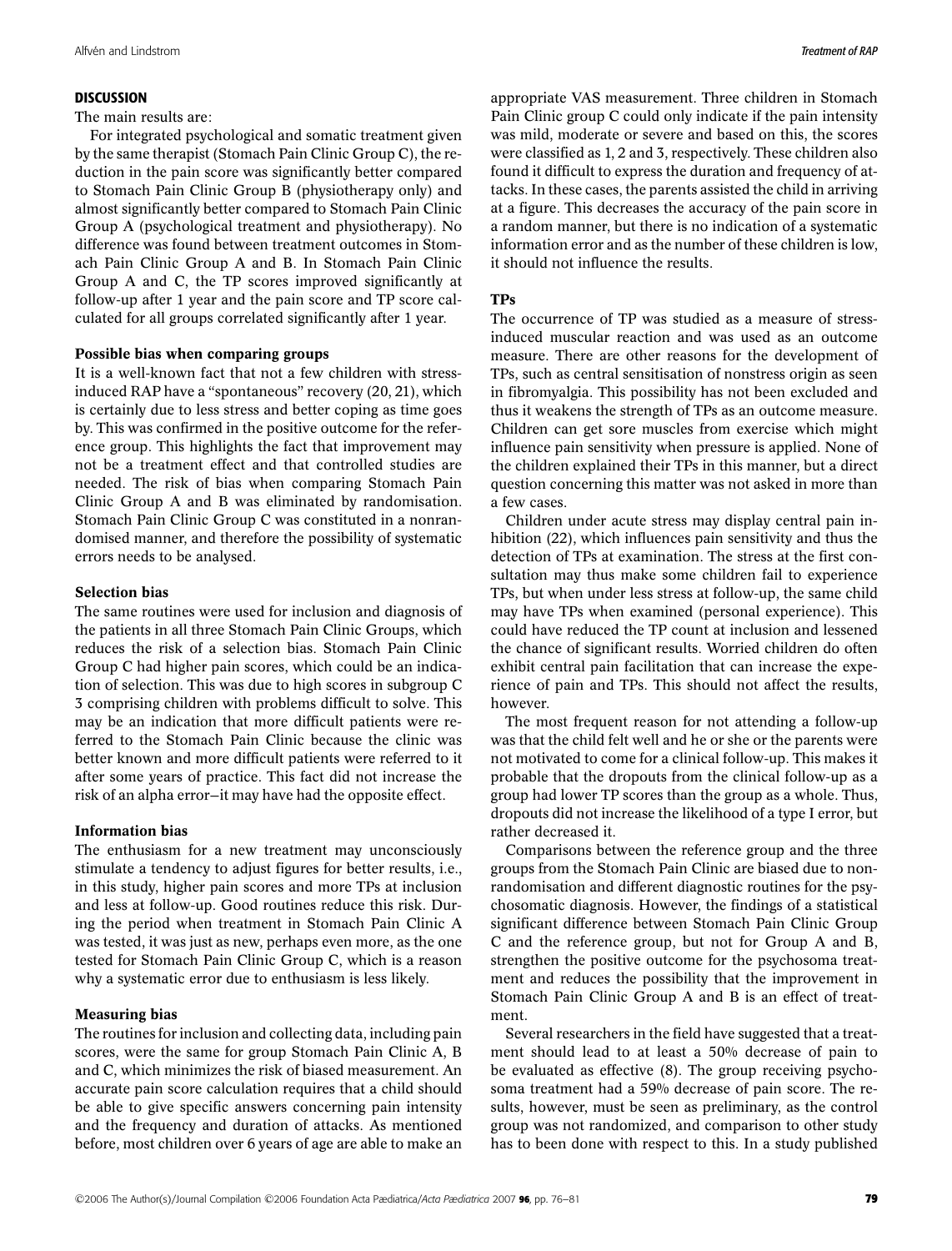## DISCUSSION

The main results are:

For integrated psychological and somatic treatment given by the same therapist (Stomach Pain Clinic Group C), the reduction in the pain score was significantly better compared to Stomach Pain Clinic Group B (physiotherapy only) and almost significantly better compared to Stomach Pain Clinic Group A (psychological treatment and physiotherapy). No difference was found between treatment outcomes in Stomach Pain Clinic Group A and B. In Stomach Pain Clinic Group A and C, the TP scores improved significantly at follow-up after 1 year and the pain score and TP score calculated for all groups correlated significantly after 1 year.

### Possible bias when comparing groups

It is a well-known fact that not a few children with stress-induced RAP have a "spontaneous" recovery (20, 21), which is certainly due to less stress and better coping as time goes by. This was confirmed in the positive outcome for the reference group. This highlights the fact that improvement may not be a treatment effect and that controlled studies are needed. The risk of bias when comparing Stomach Pain Clinic Group A and B was eliminated by randomisation. Stomach Pain Clinic Group C was constituted in a nonrandomised manner, and therefore the possibility of systematic errors needs to be analysed.

### Selection bias

The same routines were used for inclusion and diagnosis of the patients in all three Stomach Pain Clinic Groups, which reduces the risk of a selection bias. Stomach Pain Clinic Group C had higher pain scores, which could be an indication of selection. This was due to high scores in subgroup C 3 comprising children with problems difficult to solve. This may be an indication that more difficult patients were referred to the Stomach Pain Clinic because the clinic was better known and more difficult patients were referred to it after some years of practice. This fact did not increase the risk of an alpha error—it may have had the opposite effect.

### Information bias

The enthusiasm for a new treatment may unconsciously stimulate a tendency to adjust figures for better results, i.e., in this study, higher pain scores and more TPs at inclusion and less at follow-up. Good routines reduce this risk. During the period when treatment in Stomach Pain Clinic A was tested, it was just as new, perhaps even more, as the one tested for Stomach Pain Clinic Group C, which is a reason why a systematic error due to enthusiasm is less likely.

### Measuring bias

The routines for inclusion and collecting data, including pain scores, were the same for group Stomach Pain Clinic A, B and C, which minimizes the risk of biased measurement. An accurate pain score calculation requires that a child should be able to give specific answers concerning pain intensity and the frequency and duration of attacks. As mentioned before, most children over 6 years of age are able to make an appropriate VAS measurement. Three children in Stomach Pain Clinic group C could only indicate if the pain intensity was mild, moderate or severe and based on this, the scores were classified as 1, 2 and 3, respectively. These children also found it difficult to express the duration and frequency of attacks. In these cases, the parents assisted the child in arriving at a figure. This decreases the accuracy of the pain score in a random manner, but there is no indication of a systematic information error and as the number of these children is low, it should not influence the results.

### TPs

The occurrence of TP was studied as a measure of stress-induced muscular reaction and was used as an outcome measure. There are other reasons for the development of TPs, such as central sensitisation of nonstress origin as seen in fibromyalgia. This possibility has not been excluded and thus it weakens the strength of TPs as an outcome measure. Children can get sore muscles from exercise which might influence pain sensitivity when pressure is applied. None of the children explained their TPs in this manner, but a direct question concerning this matter was not asked in more than a few cases.

Children under acute stress may display central pain inhibition (22), which influences pain sensitivity and thus the detection of TPs at examination. The stress at the first consultation may thus make some children fail to experience TPs, but when under less stress at follow-up, the same child may have TPs when examined (personal experience). This could have reduced the TP count at inclusion and lessened the chance of significant results. Worried children do often exhibit central pain facilitation that can increase the experience of pain and TPs. This should not affect the results, however.

The most frequent reason for not attending a follow-up was that the child felt well and he or she or the parents were not motivated to come for a clinical follow-up. This makes it probable that the dropouts from the clinical follow-up as a group had lower TP scores than the group as a whole. Thus, dropouts did not increase the likelihood of a type I error, but rather decreased it.

Comparisons between the reference group and the three groups from the Stomach Pain Clinic are biased due to nonrandomisation and different diagnostic routines for the psychosomatic diagnosis. However, the findings of a statistical significant difference between Stomach Pain Clinic Group C and the reference group, but not for Group A and B, strengthen the positive outcome for the psychosoma treatment and reduces the possibility that the improvement in Stomach Pain Clinic Group A and B is an effect of treatment.

Several researchers in the field have suggested that a treatment should lead to at least a 50% decrease of pain to be evaluated as effective (8). The group receiving psychosoma treatment had a 59% decrease of pain score. The results, however, must be seen as preliminary, as the control group was not randomized, and comparison to other study has to been done with respect to this. In a study published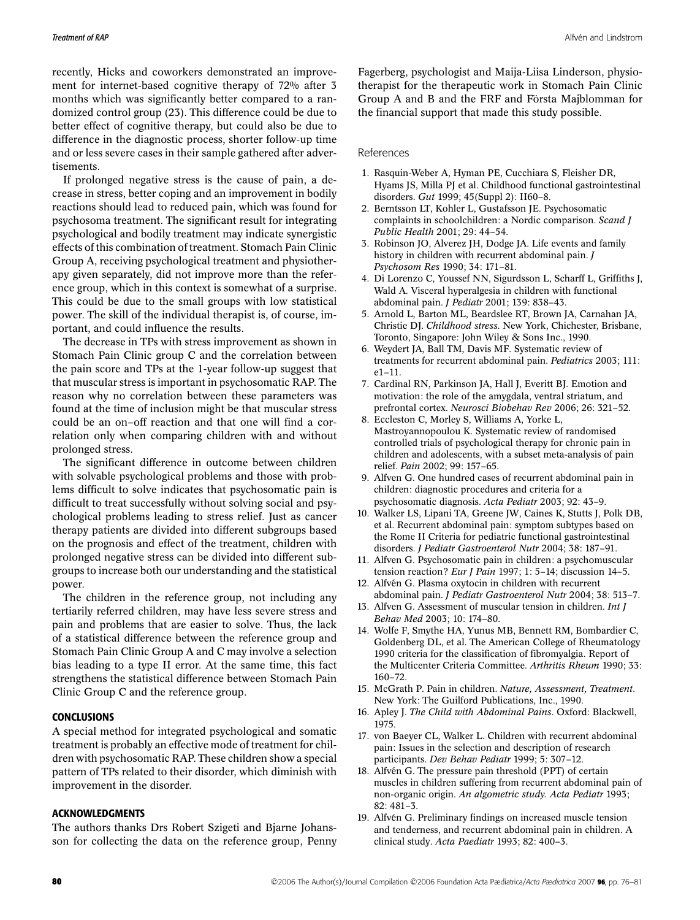recently, Hicks and coworkers demonstrated an improvement for internet-based cognitive therapy of 72% after 3 months which was significantly better compared to a randomized control group (23). This difference could be due to better effect of cognitive therapy, but could also be due to difference in the diagnostic process, shorter follow-up time and or less severe cases in their sample gathered after advertisements.

If prolonged negative stress is the cause of pain, a decrease in stress, better coping and an improvement in bodily reactions should lead to reduced pain, which was found for psychosoma treatment. The significant result for integrating psychological and bodily treatment may indicate synergistic effects of this combination of treatment. Stomach Pain Clinic Group A, receiving psychological treatment and physiotherapy given separately, did not improve more than the reference group, which in this context is somewhat of a surprise. This could be due to the small groups with low statistical power. The skill of the individual therapist is, of course, important, and could influence the results.

The decrease in TPs with stress improvement as shown in Stomach Pain Clinic group C and the correlation between the pain score and TPs at the 1-year follow-up suggest that that muscular stress is important in psychosomatic RAP. The reason why no correlation between these parameters was found at the time of inclusion might be that muscular stress could be an on–off reaction and that one will find a correlation only when comparing children with and without prolonged stress.

The significant difference in outcome between children with solvable psychological problems and those with problems difficult to solve indicates that psychosomatic pain is difficult to treat successfully without solving social and psychological problems leading to stress relief. Just as cancer therapy patients are divided into different subgroups based on the prognosis and effect of the treatment, children with prolonged negative stress can be divided into different subgroups to increase both our understanding and the statistical power.

The children in the reference group, not including any tertiarily referred children, may have less severe stress and pain and problems that are easier to solve. Thus, the lack of a statistical difference between the reference group and Stomach Pain Clinic Group A and C may involve a selection bias leading to a type II error. At the same time, this fact strengthens the statistical difference between Stomach Pain Clinic Group C and the reference group.

## CONCLUSIONS

A special method for integrated psychological and somatic treatment is probably an effective mode of treatment for children with psychosomatic RAP. These children show a special pattern of TPs related to their disorder, which diminish with improvement in the disorder.

## ACKNOWLEDGMENTS

The authors thanks Drs Robert Szigeti and Bjarne Johansson for collecting the data on the reference group, Penny Fagerberg, psychologist and Maija-Liisa Linderson, physiotherapist for the therapeutic work in Stomach Pain Clinic Group A and B and the FRF and Första Majblomman for the financial support that made this study possible.

## References

1. Rasquin-Weber A, Hyman PE, Cucchiara S, Fleisher DR, Hyams JS, Milla PJ et al. Childhood functional gastrointestinal disorders. *Gut* 1999; 45(Suppl 2): II60–8.
2. Berntsson LT, Kohler L, Gustafsson JE. Psychosomatic complaints in schoolchildren: a Nordic comparison. *Scand J Public Health* 2001; 29: 44–54.
3. Robinson JO, Alverez JH, Dodge JA. Life events and family history in children with recurrent abdominal pain. *J Psychosom Res* 1990; 34: 171–81.
4. Di Lorenzo C, Youssef NN, Sigurdsson L, Scharff L, Griffiths J, Wald A. Visceral hyperalgesia in children with functional abdominal pain. *J Pediatr* 2001; 139: 838–43.
5. Arnold L, Barton ML, Beardslee RT, Brown JA, Carnahan JA, Christie DJ. *Childhood stress*. New York, Chichester, Brisbane, Toronto, Singapore: John Wiley & Sons Inc., 1990.
6. Weydert JA, Ball TM, Davis MF. Systematic review of treatments for recurrent abdominal pain. *Pediatrics* 2003; 111: e1–11.
7. Cardinal RN, Parkinson JA, Hall J, Everitt BJ. Emotion and motivation: the role of the amygdala, ventral striatum, and prefrontal cortex. *Neurosci Biobehav Rev* 2006; 26: 321–52.
8. Eccleston C, Morley S, Williams A, Yorke L, Mastroyannopoulou K. Systematic review of randomised controlled trials of psychological therapy for chronic pain in children and adolescents, with a subset meta-analysis of pain relief. *Pain* 2002; 99: 157–65.
9. Alfven G. One hundred cases of recurrent abdominal pain in children: diagnostic procedures and criteria for a psychosomatic diagnosis. *Acta Pediatr* 2003; 92: 43–9.
10. Walker LS, Lipani TA, Greene JW, Caines K, Stutts J, Polk DB, et al. Recurrent abdominal pain: symptom subtypes based on the Rome II Criteria for pediatric functional gastrointestinal disorders. *J Pediatr Gastroenterol Nutr* 2004; 38: 187–91.
11. Alfven G. Psychosomatic pain in children: a psychomuscular tension reaction? *Eur J Pain* 1997; 1: 5–14; discussion 14–5.
12. Alfvén G. Plasma oxytocin in children with recurrent abdominal pain. *J Pediatr Gastroenterol Nutr* 2004; 38: 513–7.
13. Alfven G. Assessment of muscular tension in children. *Int J Behav Med* 2003; 10: 174–80.
14. Wolfe F, Smythe HA, Yunus MB, Bennett RM, Bombardier C, Goldenberg DL, et al. The American College of Rheumatology 1990 criteria for the classification of fibromyalgia. Report of the Multicenter Criteria Committee. *Arthritis Rheum* 1990; 33: 160–72.
15. McGrath P. Pain in children. *Nature, Assessment, Treatment*. New York: The Guilford Publications, Inc., 1990.
16. Apley J. *The Child with Abdominal Pains*. Oxford: Blackwell, 1975.
17. von Baeyer CL, Walker L. Children with recurrent abdominal pain: Issues in the selection and description of research participants. *Dev Behav Pediatr* 1999; 5: 307–12.
18. Alfvén G. The pressure pain threshold (PPT) of certain muscles in children suffering from recurrent abdominal pain of non-organic origin. *An algometric study. Acta Pediatr* 1993; 82: 481–3.
19. Alfvén G. Preliminary findings on increased muscle tension and tenderness, and recurrent abdominal pain in children. A clinical study. *Acta Paediatr* 1993; 82: 400–3.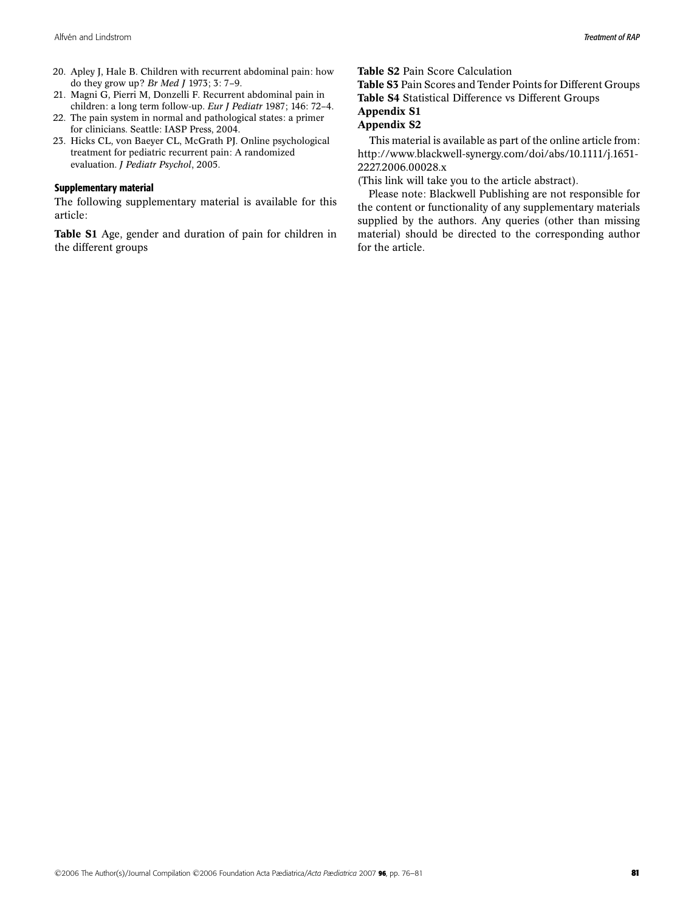20. Apley J, Hale B. Children with recurrent abdominal pain: how do they grow up? *Br Med J* 1973; 3: 7–9.
21. Magni G, Pierri M, Donzelli F. Recurrent abdominal pain in children: a long term follow-up. *Eur J Pediatr* 1987; 146: 72–4.
22. The pain system in normal and pathological states: a primer for clinicians. Seattle: IASP Press, 2004.
23. Hicks CL, von Baeyer CL, McGrath PJ. Online psychological treatment for pediatric recurrent pain: A randomized evaluation. *J Pediatr Psychol*, 2005.

### Supplementary material

The following supplementary material is available for this article:

**Table S1** Age, gender and duration of pain for children in the different groups

**Table S2** Pain Score Calculation

**Table S3** Pain Scores and Tender Points for Different Groups

**Table S4** Statistical Difference vs Different Groups

**Appendix S1**

**Appendix S2**

This material is available as part of the online article from: http://www.blackwell-synergy.com/doi/abs/10.1111/j.1651-2227.2006.00028.x

(This link will take you to the article abstract).

Please note: Blackwell Publishing are not responsible for the content or functionality of any supplementary materials supplied by the authors. Any queries (other than missing material) should be directed to the corresponding author for the article.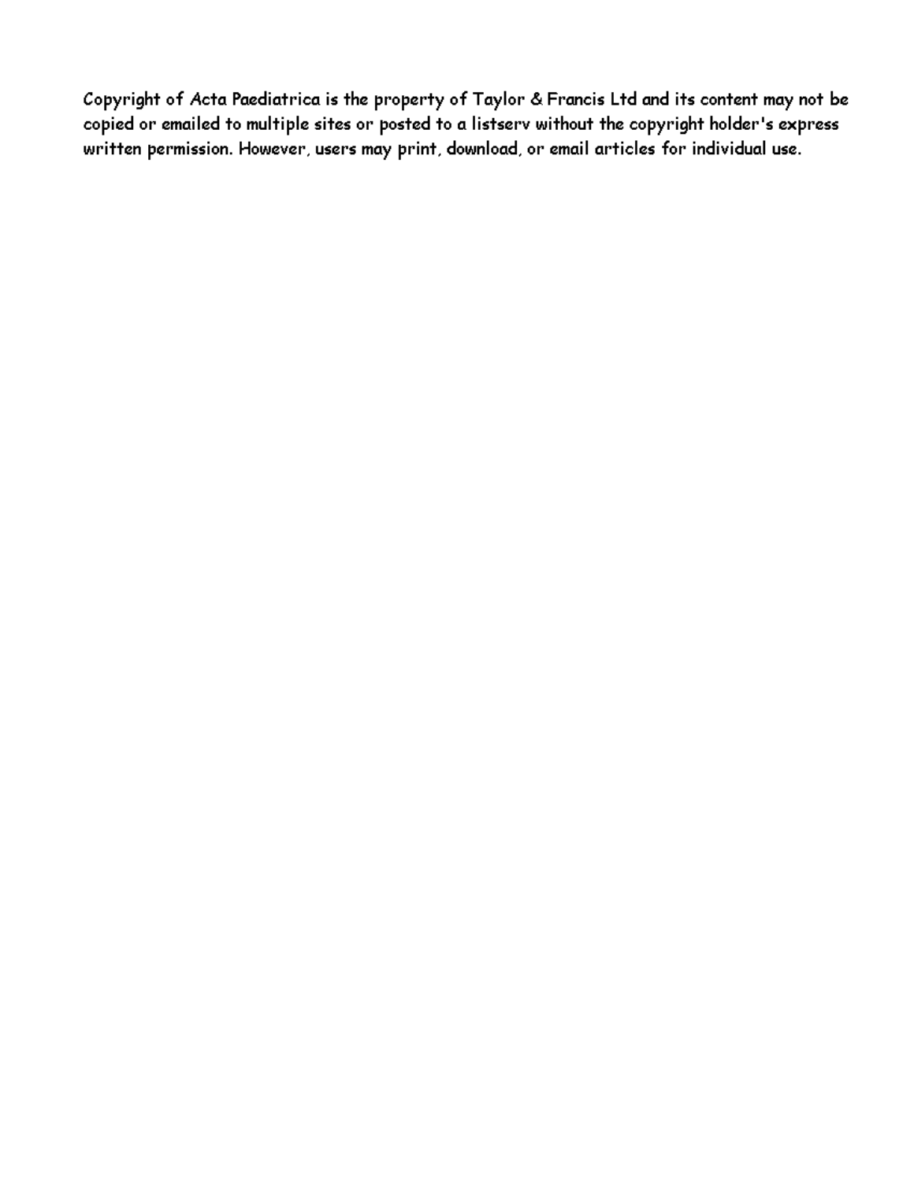Copyright of Acta Paediatrica is the property of Taylor & Francis Ltd and its content may not be copied or emailed to multiple sites or posted to a listserv without the copyright holder's express written permission. However, users may print, download, or email articles for individual use.